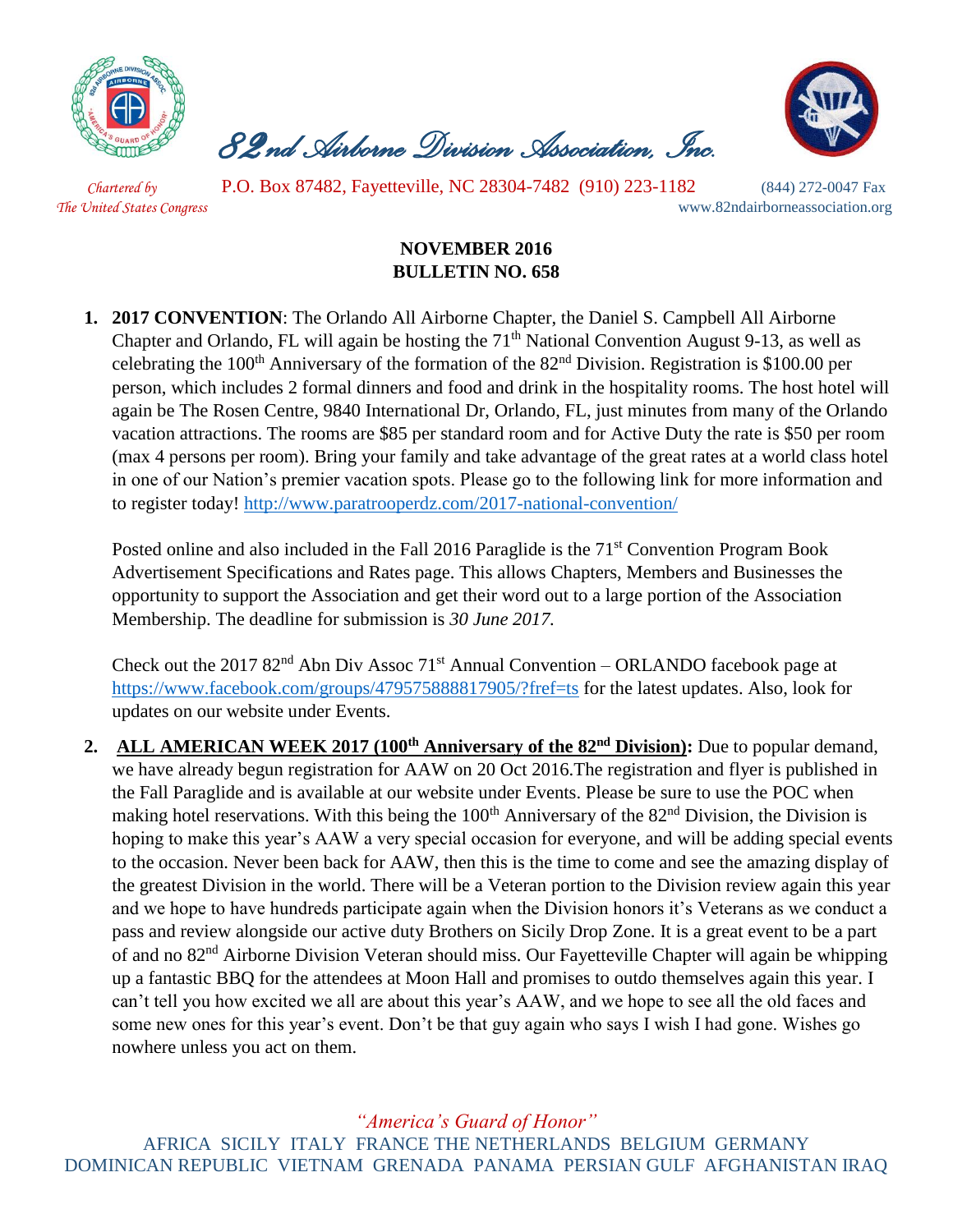# 82nd Airborne Division Association, Inc.

*Chartered by The United States Congress*

P.O. Box 87482, Fayetteville, NC 28304-7482 (910) 223-1182 (844) 272-0047 Fax
www.82ndairborneassociation.org

**NOVEMBER 2016**
**BULLETIN NO. 658**

1. **2017 CONVENTION**: The Orlando All Airborne Chapter, the Daniel S. Campbell All Airborne Chapter and Orlando, FL will again be hosting the 71th National Convention August 9-13, as well as celebrating the 100th Anniversary of the formation of the 82nd Division. Registration is $100.00 per person, which includes 2 formal dinners and food and drink in the hospitality rooms. The host hotel will again be The Rosen Centre, 9840 International Dr, Orlando, FL, just minutes from many of the Orlando vacation attractions. The rooms are $85 per standard room and for Active Duty the rate is $50 per room (max 4 persons per room). Bring your family and take advantage of the great rates at a world class hotel in one of our Nation's premier vacation spots. Please go to the following link for more information and to register today! http://www.paratrooperdz.com/2017-national-convention/

   Posted online and also included in the Fall 2016 Paraglide is the 71st Convention Program Book Advertisement Specifications and Rates page. This allows Chapters, Members and Businesses the opportunity to support the Association and get their word out to a large portion of the Association Membership. The deadline for submission is *30 June 2017.*

   Check out the 2017 82nd Abn Div Assoc 71st Annual Convention – ORLANDO facebook page at https://www.facebook.com/groups/479575888817905/?fref=ts for the latest updates. Also, look for updates on our website under Events.

2. **ALL AMERICAN WEEK 2017 (100th Anniversary of the 82nd Division):** Due to popular demand, we have already begun registration for AAW on 20 Oct 2016.The registration and flyer is published in the Fall Paraglide and is available at our website under Events. Please be sure to use the POC when making hotel reservations. With this being the 100th Anniversary of the 82nd Division, the Division is hoping to make this year's AAW a very special occasion for everyone, and will be adding special events to the occasion. Never been back for AAW, then this is the time to come and see the amazing display of the greatest Division in the world. There will be a Veteran portion to the Division review again this year and we hope to have hundreds participate again when the Division honors it's Veterans as we conduct a pass and review alongside our active duty Brothers on Sicily Drop Zone. It is a great event to be a part of and no 82nd Airborne Division Veteran should miss. Our Fayetteville Chapter will again be whipping up a fantastic BBQ for the attendees at Moon Hall and promises to outdo themselves again this year. I can't tell you how excited we all are about this year's AAW, and we hope to see all the old faces and some new ones for this year's event. Don't be that guy again who says I wish I had gone. Wishes go nowhere unless you act on them.

*"America's Guard of Honor"*

AFRICA SICILY ITALY FRANCE THE NETHERLANDS BELGIUM GERMANY DOMINICAN REPUBLIC VIETNAM GRENADA PANAMA PERSIAN GULF AFGHANISTAN IRAQ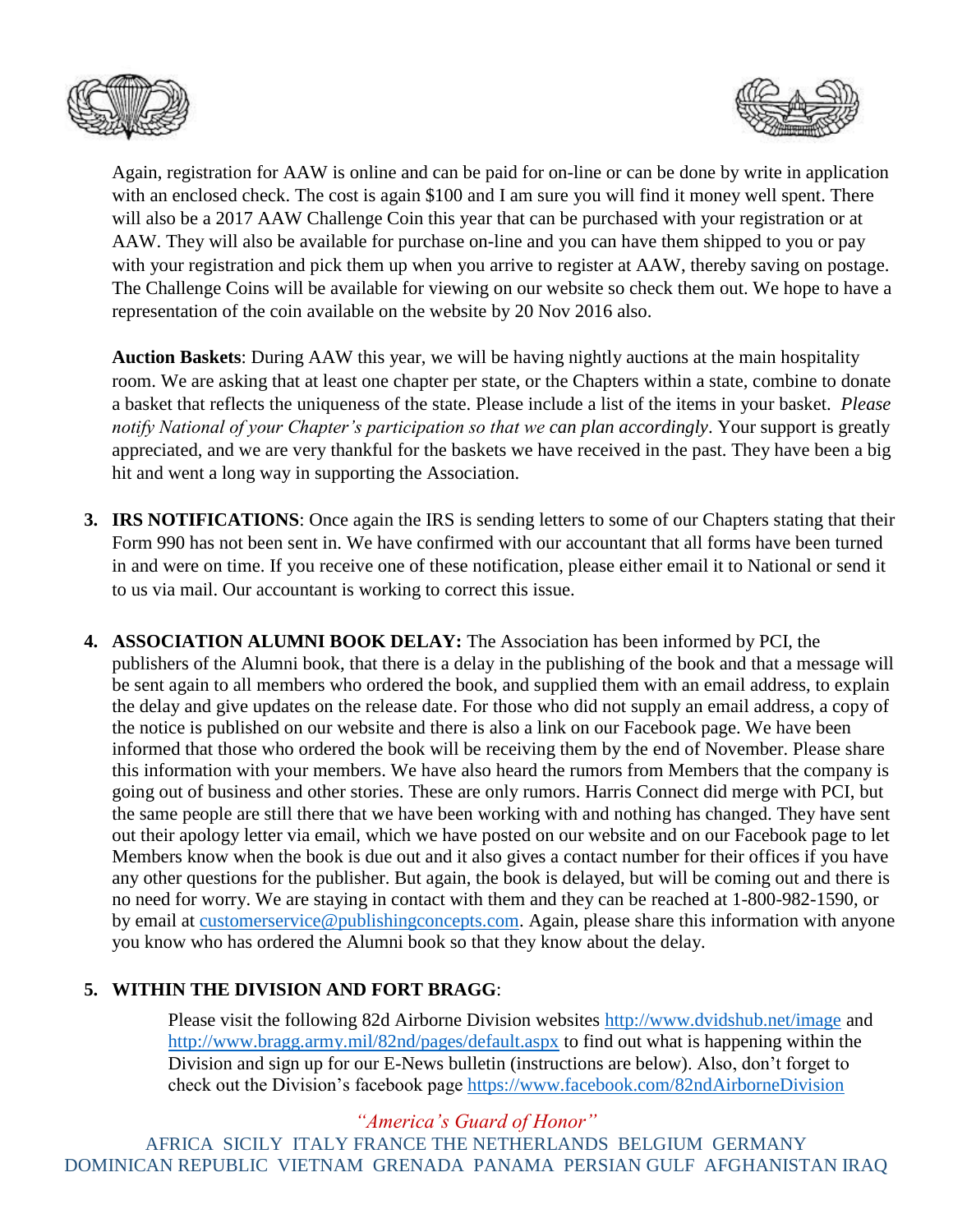Again, registration for AAW is online and can be paid for on-line or can be done by write in application with an enclosed check. The cost is again $100 and I am sure you will find it money well spent. There will also be a 2017 AAW Challenge Coin this year that can be purchased with your registration or at AAW. They will also be available for purchase on-line and you can have them shipped to you or pay with your registration and pick them up when you arrive to register at AAW, thereby saving on postage. The Challenge Coins will be available for viewing on our website so check them out. We hope to have a representation of the coin available on the website by 20 Nov 2016 also.

**Auction Baskets**: During AAW this year, we will be having nightly auctions at the main hospitality room. We are asking that at least one chapter per state, or the Chapters within a state, combine to donate a basket that reflects the uniqueness of the state. Please include a list of the items in your basket. *Please notify National of your Chapter's participation so that we can plan accordingly*. Your support is greatly appreciated, and we are very thankful for the baskets we have received in the past. They have been a big hit and went a long way in supporting the Association.

3. **IRS NOTIFICATIONS**: Once again the IRS is sending letters to some of our Chapters stating that their Form 990 has not been sent in. We have confirmed with our accountant that all forms have been turned in and were on time. If you receive one of these notification, please either email it to National or send it to us via mail. Our accountant is working to correct this issue.

4. **ASSOCIATION ALUMNI BOOK DELAY:** The Association has been informed by PCI, the publishers of the Alumni book, that there is a delay in the publishing of the book and that a message will be sent again to all members who ordered the book, and supplied them with an email address, to explain the delay and give updates on the release date. For those who did not supply an email address, a copy of the notice is published on our website and there is also a link on our Facebook page. We have been informed that those who ordered the book will be receiving them by the end of November. Please share this information with your members. We have also heard the rumors from Members that the company is going out of business and other stories. These are only rumors. Harris Connect did merge with PCI, but the same people are still there that we have been working with and nothing has changed. They have sent out their apology letter via email, which we have posted on our website and on our Facebook page to let Members know when the book is due out and it also gives a contact number for their offices if you have any other questions for the publisher. But again, the book is delayed, but will be coming out and there is no need for worry. We are staying in contact with them and they can be reached at 1-800-982-1590, or by email at customerservice@publishingconcepts.com. Again, please share this information with anyone you know who has ordered the Alumni book so that they know about the delay.

5. **WITHIN THE DIVISION AND FORT BRAGG**:

   Please visit the following 82d Airborne Division websites http://www.dvidshub.net/image and http://www.bragg.army.mil/82nd/pages/default.aspx to find out what is happening within the Division and sign up for our E-News bulletin (instructions are below). Also, don't forget to check out the Division's facebook page https://www.facebook.com/82ndAirborneDivision

*"America's Guard of Honor"*

AFRICA SICILY ITALY FRANCE THE NETHERLANDS BELGIUM GERMANY DOMINICAN REPUBLIC VIETNAM GRENADA PANAMA PERSIAN GULF AFGHANISTAN IRAQ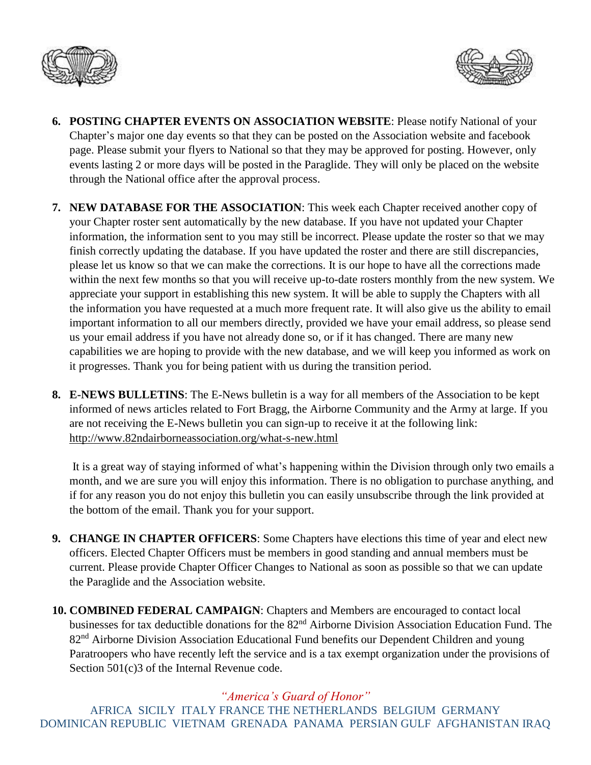6. **POSTING CHAPTER EVENTS ON ASSOCIATION WEBSITE**: Please notify National of your Chapter's major one day events so that they can be posted on the Association website and facebook page. Please submit your flyers to National so that they may be approved for posting. However, only events lasting 2 or more days will be posted in the Paraglide. They will only be placed on the website through the National office after the approval process.

7. **NEW DATABASE FOR THE ASSOCIATION**: This week each Chapter received another copy of your Chapter roster sent automatically by the new database. If you have not updated your Chapter information, the information sent to you may still be incorrect. Please update the roster so that we may finish correctly updating the database. If you have updated the roster and there are still discrepancies, please let us know so that we can make the corrections. It is our hope to have all the corrections made within the next few months so that you will receive up-to-date rosters monthly from the new system. We appreciate your support in establishing this new system. It will be able to supply the Chapters with all the information you have requested at a much more frequent rate. It will also give us the ability to email important information to all our members directly, provided we have your email address, so please send us your email address if you have not already done so, or if it has changed. There are many new capabilities we are hoping to provide with the new database, and we will keep you informed as work on it progresses. Thank you for being patient with us during the transition period.

8. **E-NEWS BULLETINS**: The E-News bulletin is a way for all members of the Association to be kept informed of news articles related to Fort Bragg, the Airborne Community and the Army at large. If you are not receiving the E-News bulletin you can sign-up to receive it at the following link: http://www.82ndairborneassociation.org/what-s-new.html

   It is a great way of staying informed of what's happening within the Division through only two emails a month, and we are sure you will enjoy this information. There is no obligation to purchase anything, and if for any reason you do not enjoy this bulletin you can easily unsubscribe through the link provided at the bottom of the email. Thank you for your support.

9. **CHANGE IN CHAPTER OFFICERS**: Some Chapters have elections this time of year and elect new officers. Elected Chapter Officers must be members in good standing and annual members must be current. Please provide Chapter Officer Changes to National as soon as possible so that we can update the Paraglide and the Association website.

10. **COMBINED FEDERAL CAMPAIGN**: Chapters and Members are encouraged to contact local businesses for tax deductible donations for the 82nd Airborne Division Association Education Fund. The 82nd Airborne Division Association Educational Fund benefits our Dependent Children and young Paratroopers who have recently left the service and is a tax exempt organization under the provisions of Section 501(c)3 of the Internal Revenue code.

*"America's Guard of Honor"*

AFRICA SICILY ITALY FRANCE THE NETHERLANDS BELGIUM GERMANY DOMINICAN REPUBLIC VIETNAM GRENADA PANAMA PERSIAN GULF AFGHANISTAN IRAQ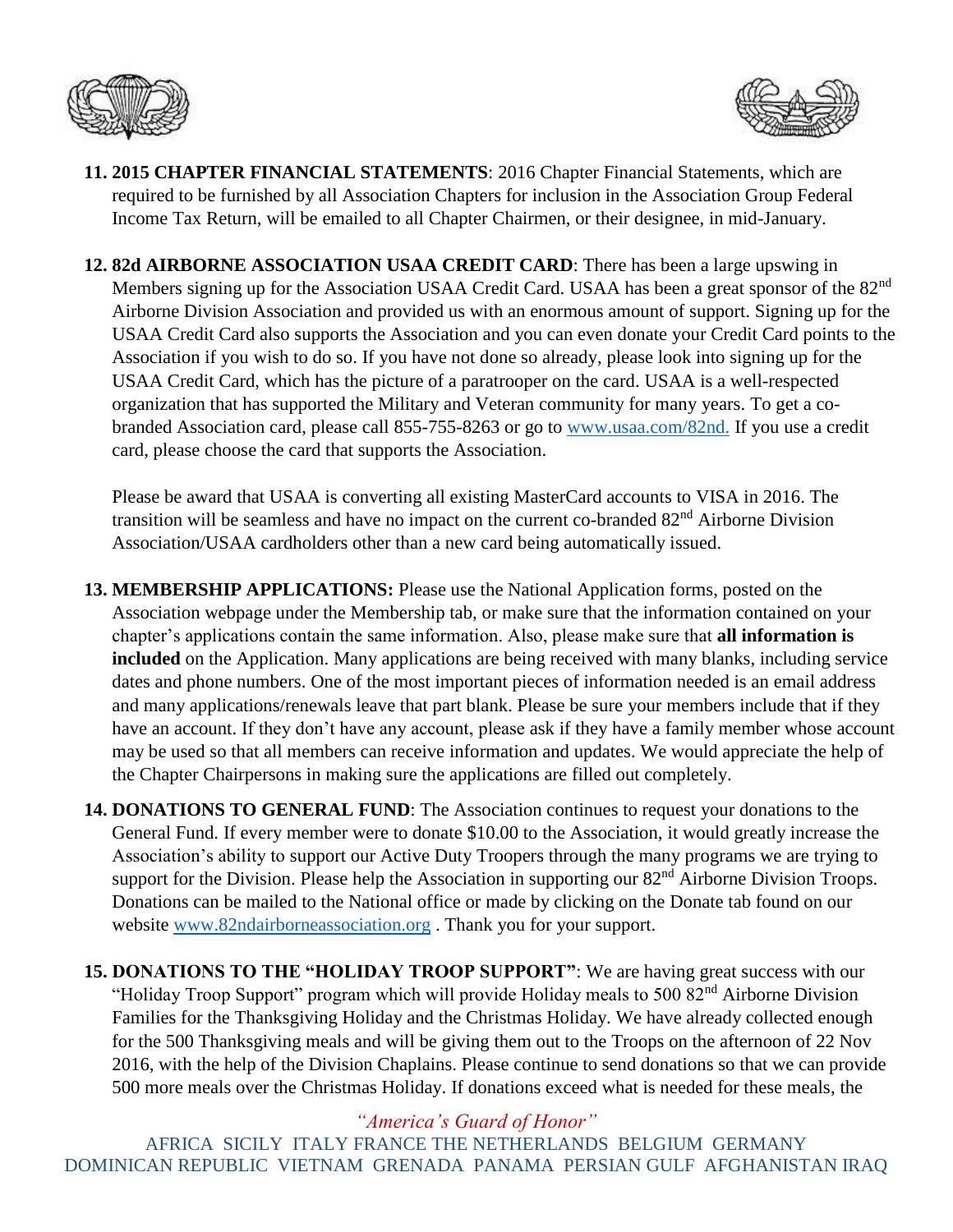11. **2015 CHAPTER FINANCIAL STATEMENTS**: 2016 Chapter Financial Statements, which are required to be furnished by all Association Chapters for inclusion in the Association Group Federal Income Tax Return, will be emailed to all Chapter Chairmen, or their designee, in mid-January.

12. **82d AIRBORNE ASSOCIATION USAA CREDIT CARD**: There has been a large upswing in Members signing up for the Association USAA Credit Card. USAA has been a great sponsor of the 82nd Airborne Division Association and provided us with an enormous amount of support. Signing up for the USAA Credit Card also supports the Association and you can even donate your Credit Card points to the Association if you wish to do so. If you have not done so already, please look into signing up for the USAA Credit Card, which has the picture of a paratrooper on the card. USAA is a well-respected organization that has supported the Military and Veteran community for many years. To get a co-branded Association card, please call 855-755-8263 or go to www.usaa.com/82nd. If you use a credit card, please choose the card that supports the Association.

    Please be award that USAA is converting all existing MasterCard accounts to VISA in 2016. The transition will be seamless and have no impact on the current co-branded 82nd Airborne Division Association/USAA cardholders other than a new card being automatically issued.

13. **MEMBERSHIP APPLICATIONS:** Please use the National Application forms, posted on the Association webpage under the Membership tab, or make sure that the information contained on your chapter's applications contain the same information. Also, please make sure that **all information is included** on the Application. Many applications are being received with many blanks, including service dates and phone numbers. One of the most important pieces of information needed is an email address and many applications/renewals leave that part blank. Please be sure your members include that if they have an account. If they don't have any account, please ask if they have a family member whose account may be used so that all members can receive information and updates. We would appreciate the help of the Chapter Chairpersons in making sure the applications are filled out completely.

14. **DONATIONS TO GENERAL FUND**: The Association continues to request your donations to the General Fund. If every member were to donate $10.00 to the Association, it would greatly increase the Association's ability to support our Active Duty Troopers through the many programs we are trying to support for the Division. Please help the Association in supporting our 82nd Airborne Division Troops. Donations can be mailed to the National office or made by clicking on the Donate tab found on our website www.82ndairborneassociation.org . Thank you for your support.

15. **DONATIONS TO THE "HOLIDAY TROOP SUPPORT"**: We are having great success with our "Holiday Troop Support" program which will provide Holiday meals to 500 82nd Airborne Division Families for the Thanksgiving Holiday and the Christmas Holiday. We have already collected enough for the 500 Thanksgiving meals and will be giving them out to the Troops on the afternoon of 22 Nov 2016, with the help of the Division Chaplains. Please continue to send donations so that we can provide 500 more meals over the Christmas Holiday. If donations exceed what is needed for these meals, the

*"America's Guard of Honor"*

AFRICA SICILY ITALY FRANCE THE NETHERLANDS BELGIUM GERMANY DOMINICAN REPUBLIC VIETNAM GRENADA PANAMA PERSIAN GULF AFGHANISTAN IRAQ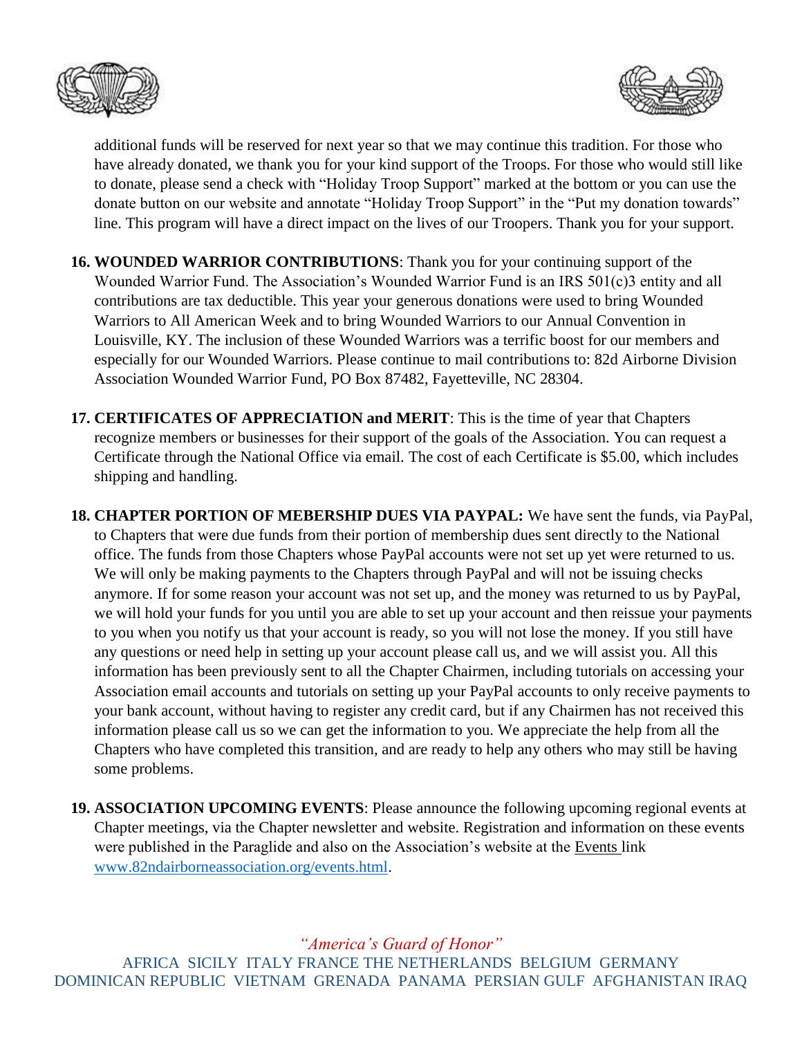additional funds will be reserved for next year so that we may continue this tradition. For those who have already donated, we thank you for your kind support of the Troops. For those who would still like to donate, please send a check with "Holiday Troop Support" marked at the bottom or you can use the donate button on our website and annotate "Holiday Troop Support" in the "Put my donation towards" line. This program will have a direct impact on the lives of our Troopers. Thank you for your support.

16. **WOUNDED WARRIOR CONTRIBUTIONS**: Thank you for your continuing support of the Wounded Warrior Fund. The Association's Wounded Warrior Fund is an IRS 501(c)3 entity and all contributions are tax deductible. This year your generous donations were used to bring Wounded Warriors to All American Week and to bring Wounded Warriors to our Annual Convention in Louisville, KY. The inclusion of these Wounded Warriors was a terrific boost for our members and especially for our Wounded Warriors. Please continue to mail contributions to: 82d Airborne Division Association Wounded Warrior Fund, PO Box 87482, Fayetteville, NC 28304.

17. **CERTIFICATES OF APPRECIATION and MERIT**: This is the time of year that Chapters recognize members or businesses for their support of the goals of the Association. You can request a Certificate through the National Office via email. The cost of each Certificate is $5.00, which includes shipping and handling.

18. **CHAPTER PORTION OF MEBERSHIP DUES VIA PAYPAL:** We have sent the funds, via PayPal, to Chapters that were due funds from their portion of membership dues sent directly to the National office. The funds from those Chapters whose PayPal accounts were not set up yet were returned to us. We will only be making payments to the Chapters through PayPal and will not be issuing checks anymore. If for some reason your account was not set up, and the money was returned to us by PayPal, we will hold your funds for you until you are able to set up your account and then reissue your payments to you when you notify us that your account is ready, so you will not lose the money. If you still have any questions or need help in setting up your account please call us, and we will assist you. All this information has been previously sent to all the Chapter Chairmen, including tutorials on accessing your Association email accounts and tutorials on setting up your PayPal accounts to only receive payments to your bank account, without having to register any credit card, but if any Chairmen has not received this information please call us so we can get the information to you. We appreciate the help from all the Chapters who have completed this transition, and are ready to help any others who may still be having some problems.

19. **ASSOCIATION UPCOMING EVENTS**: Please announce the following upcoming regional events at Chapter meetings, via the Chapter newsletter and website. Registration and information on these events were published in the Paraglide and also on the Association's website at the Events link www.82ndairborneassociation.org/events.html.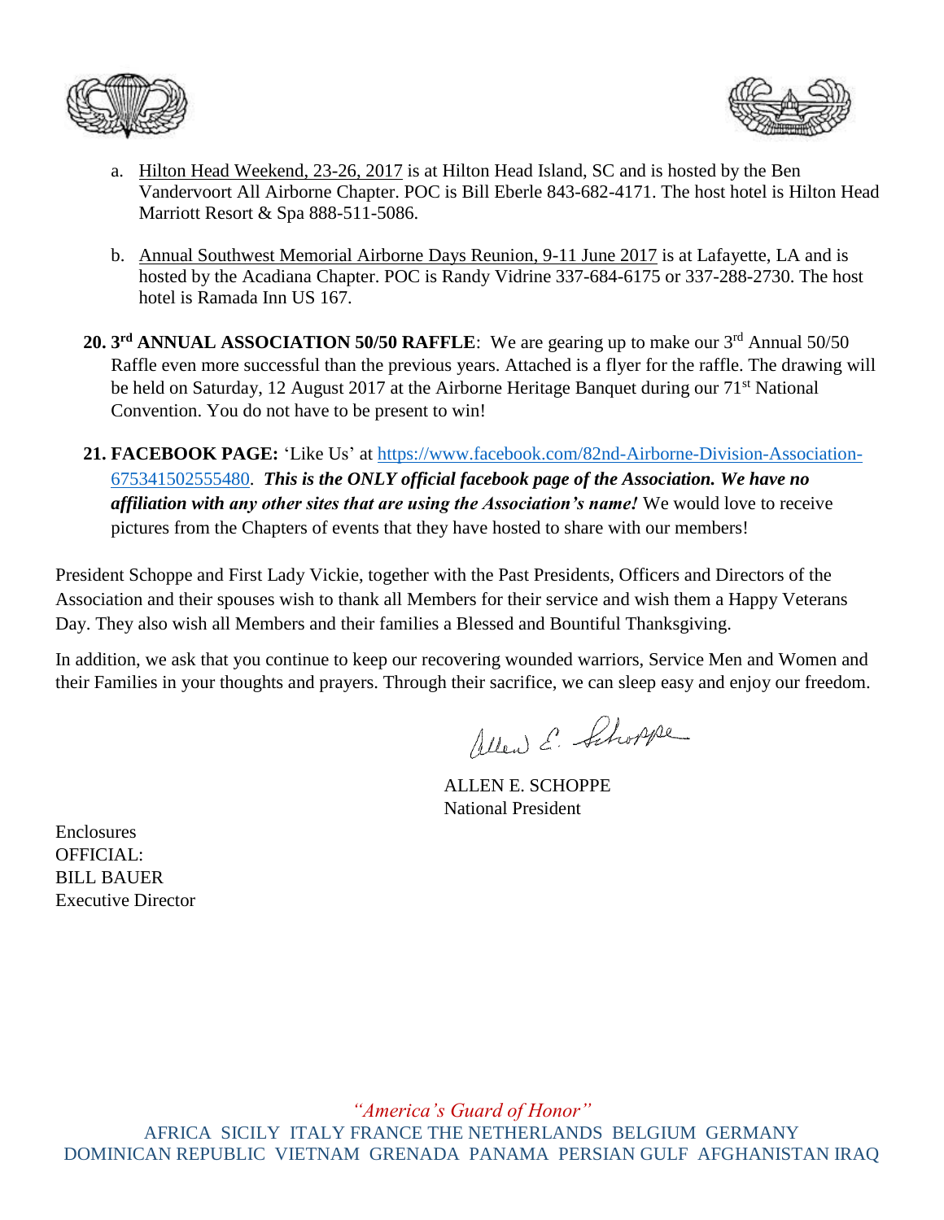a. Hilton Head Weekend, 23-26, 2017 is at Hilton Head Island, SC and is hosted by the Ben Vandervoort All Airborne Chapter. POC is Bill Eberle 843-682-4171. The host hotel is Hilton Head Marriott Resort & Spa 888-511-5086.

b. Annual Southwest Memorial Airborne Days Reunion, 9-11 June 2017 is at Lafayette, LA and is hosted by the Acadiana Chapter. POC is Randy Vidrine 337-684-6175 or 337-288-2730. The host hotel is Ramada Inn US 167.

20. **3rd ANNUAL ASSOCIATION 50/50 RAFFLE**: We are gearing up to make our 3rd Annual 50/50 Raffle even more successful than the previous years. Attached is a flyer for the raffle. The drawing will be held on Saturday, 12 August 2017 at the Airborne Heritage Banquet during our 71st National Convention. You do not have to be present to win!

21. **FACEBOOK PAGE:** 'Like Us' at https://www.facebook.com/82nd-Airborne-Division-Association-675341502555480. ***This is the ONLY official facebook page of the Association. We have no affiliation with any other sites that are using the Association's name!*** We would love to receive pictures from the Chapters of events that they have hosted to share with our members!

President Schoppe and First Lady Vickie, together with the Past Presidents, Officers and Directors of the Association and their spouses wish to thank all Members for their service and wish them a Happy Veterans Day. They also wish all Members and their families a Blessed and Bountiful Thanksgiving.

In addition, we ask that you continue to keep our recovering wounded warriors, Service Men and Women and their Families in your thoughts and prayers. Through their sacrifice, we can sleep easy and enjoy our freedom.

Allen E. Schoppe

ALLEN E. SCHOPPE
National President

Enclosures
OFFICIAL:
BILL BAUER
Executive Director

*"America's Guard of Honor"*

AFRICA SICILY ITALY FRANCE THE NETHERLANDS BELGIUM GERMANY DOMINICAN REPUBLIC VIETNAM GRENADA PANAMA PERSIAN GULF AFGHANISTAN IRAQ